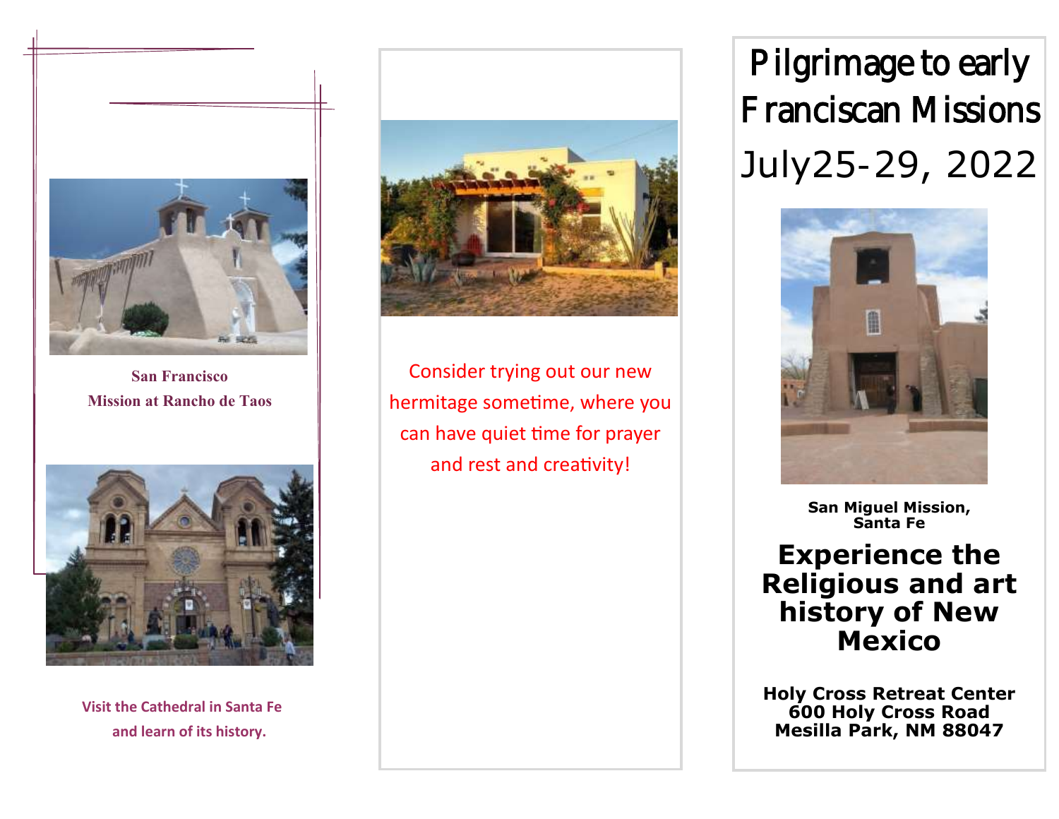San Francisco
Mission at Rancho de Taos

Visit the Cathedral in Santa Fe
and learn of its history.

Consider trying out our new hermitage sometime, where you can have quiet time for prayer and rest and creativity!

# Pilgrimage to early Franciscan Missions

## July25-29, 2022

**San Miguel Mission, Santa Fe**

## Experience the Religious and art history of New Mexico

**Holy Cross Retreat Center**
**600 Holy Cross Road**
**Mesilla Park, NM 88047**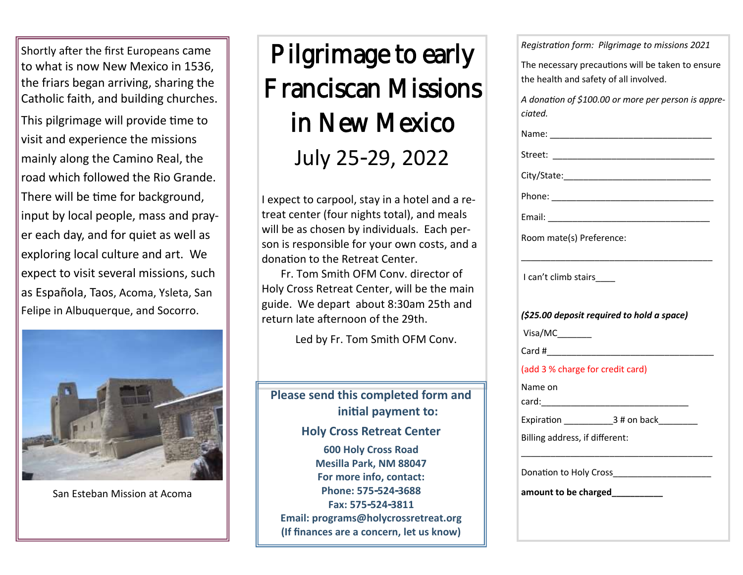Shortly after the first Europeans came to what is now New Mexico in 1536, the friars began arriving, sharing the Catholic faith, and building churches.

This pilgrimage will provide time to visit and experience the missions mainly along the Camino Real, the road which followed the Rio Grande. There will be time for background, input by local people, mass and prayer each day, and for quiet as well as exploring local culture and art. We expect to visit several missions, such as Española, Taos, Acoma, Ysleta, San Felipe in Albuquerque, and Socorro.

San Esteban Mission at Acoma

# Pilgrimage to early Franciscan Missions in New Mexico

## July 25-29, 2022

I expect to carpool, stay in a hotel and a retreat center (four nights total), and meals will be as chosen by individuals. Each person is responsible for your own costs, and a donation to the Retreat Center.

Fr. Tom Smith OFM Conv. director of Holy Cross Retreat Center, will be the main guide. We depart about 8:30am 25th and return late afternoon of the 29th.

Led by Fr. Tom Smith OFM Conv.

**Please send this completed form and initial payment to:**

**Holy Cross Retreat Center**

**600 Holy Cross Road**
**Mesilla Park, NM 88047**
**For more info, contact:**
**Phone: 575-524-3688**
**Fax: 575-524-3811**
**Email: programs@holycrossretreat.org**
**(If finances are a concern, let us know)**

*Registration form: Pilgrimage to missions 2021*

The necessary precautions will be taken to ensure the health and safety of all involved.

*A donation of $100.00 or more per person is appreciated.*

Name: _________________________________

Street: _________________________________

City/State:______________________________

Phone: _________________________________

Email: _________________________________

Room mate(s) Preference:

_______________________________________

I can't climb stairs____

***($25.00 deposit required to hold a space)***

Visa/MC_______

Card #__________________________________

(add 3 % charge for credit card)

Name on card:______________________________

Expiration __________3 # on back________

Billing address, if different:

_______________________________________

Donation to Holy Cross____________________

**amount to be charged__________**